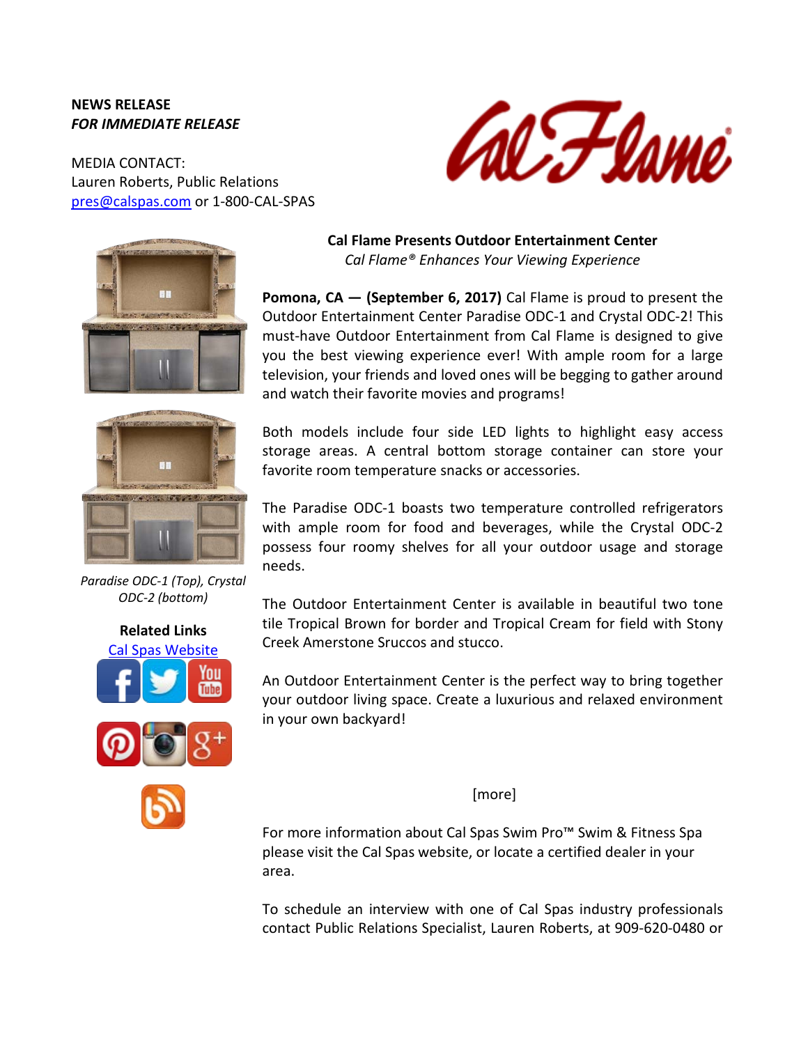**NEWS RELEASE**
***FOR IMMEDIATE RELEASE***

MEDIA CONTACT:
Lauren Roberts, Public Relations
pres@calspas.com or 1-800-CAL-SPAS

*Paradise ODC-1 (Top), Crystal ODC-2 (bottom)*

**Related Links**
Cal Spas Website

## Cal Flame Presents Outdoor Entertainment Center

*Cal Flame® Enhances Your Viewing Experience*

**Pomona, CA — (September 6, 2017)** Cal Flame is proud to present the Outdoor Entertainment Center Paradise ODC-1 and Crystal ODC-2! This must-have Outdoor Entertainment from Cal Flame is designed to give you the best viewing experience ever! With ample room for a large television, your friends and loved ones will be begging to gather around and watch their favorite movies and programs!

Both models include four side LED lights to highlight easy access storage areas. A central bottom storage container can store your favorite room temperature snacks or accessories.

The Paradise ODC-1 boasts two temperature controlled refrigerators with ample room for food and beverages, while the Crystal ODC-2 possess four roomy shelves for all your outdoor usage and storage needs.

The Outdoor Entertainment Center is available in beautiful two tone tile Tropical Brown for border and Tropical Cream for field with Stony Creek Amerstone Sruccos and stucco.

An Outdoor Entertainment Center is the perfect way to bring together your outdoor living space. Create a luxurious and relaxed environment in your own backyard!

[more]

For more information about Cal Spas Swim Pro™ Swim & Fitness Spa please visit the Cal Spas website, or locate a certified dealer in your area.

To schedule an interview with one of Cal Spas industry professionals contact Public Relations Specialist, Lauren Roberts, at 909-620-0480 or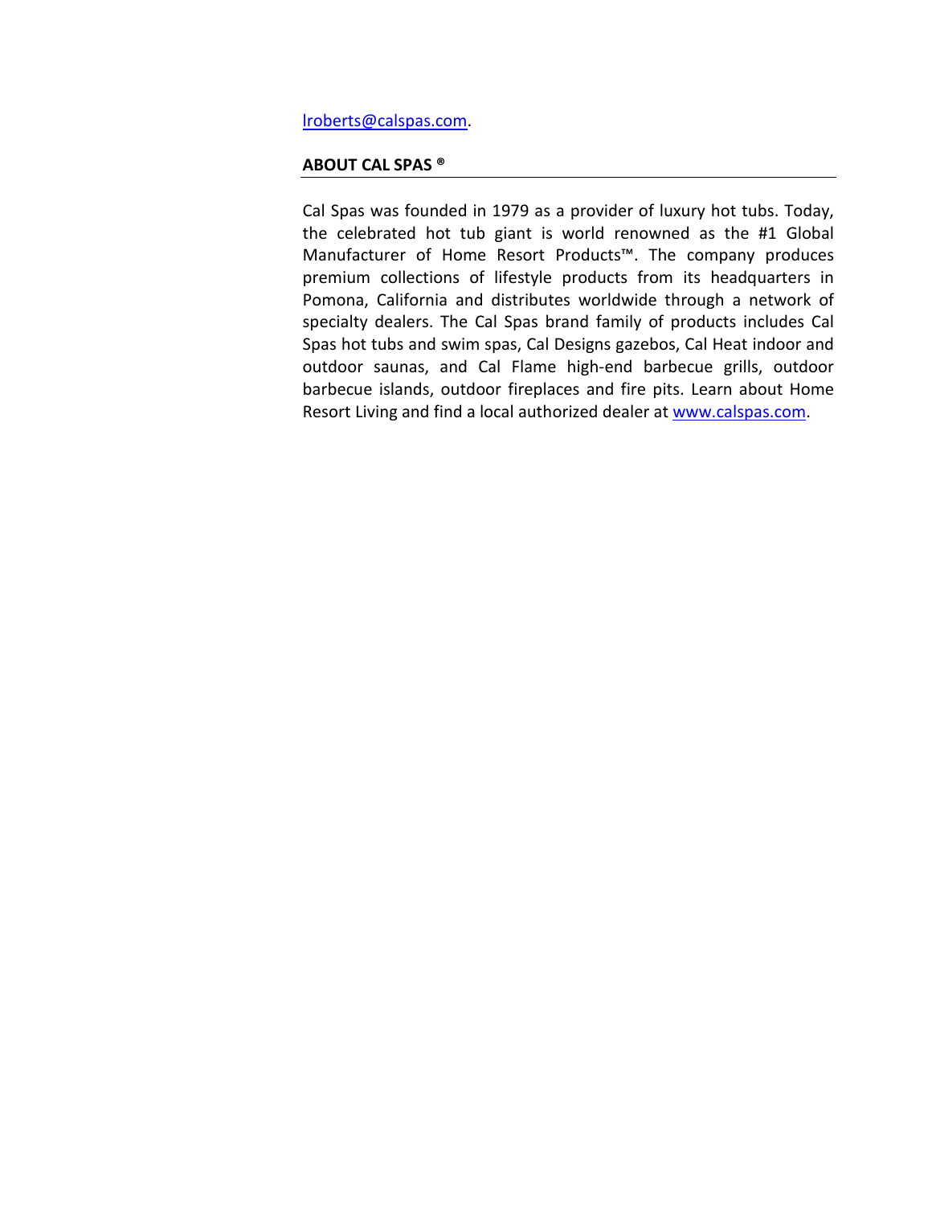lroberts@calspas.com.

**ABOUT CAL SPAS ®**

Cal Spas was founded in 1979 as a provider of luxury hot tubs. Today, the celebrated hot tub giant is world renowned as the #1 Global Manufacturer of Home Resort Products™. The company produces premium collections of lifestyle products from its headquarters in Pomona, California and distributes worldwide through a network of specialty dealers. The Cal Spas brand family of products includes Cal Spas hot tubs and swim spas, Cal Designs gazebos, Cal Heat indoor and outdoor saunas, and Cal Flame high-end barbecue grills, outdoor barbecue islands, outdoor fireplaces and fire pits. Learn about Home Resort Living and find a local authorized dealer at www.calspas.com.